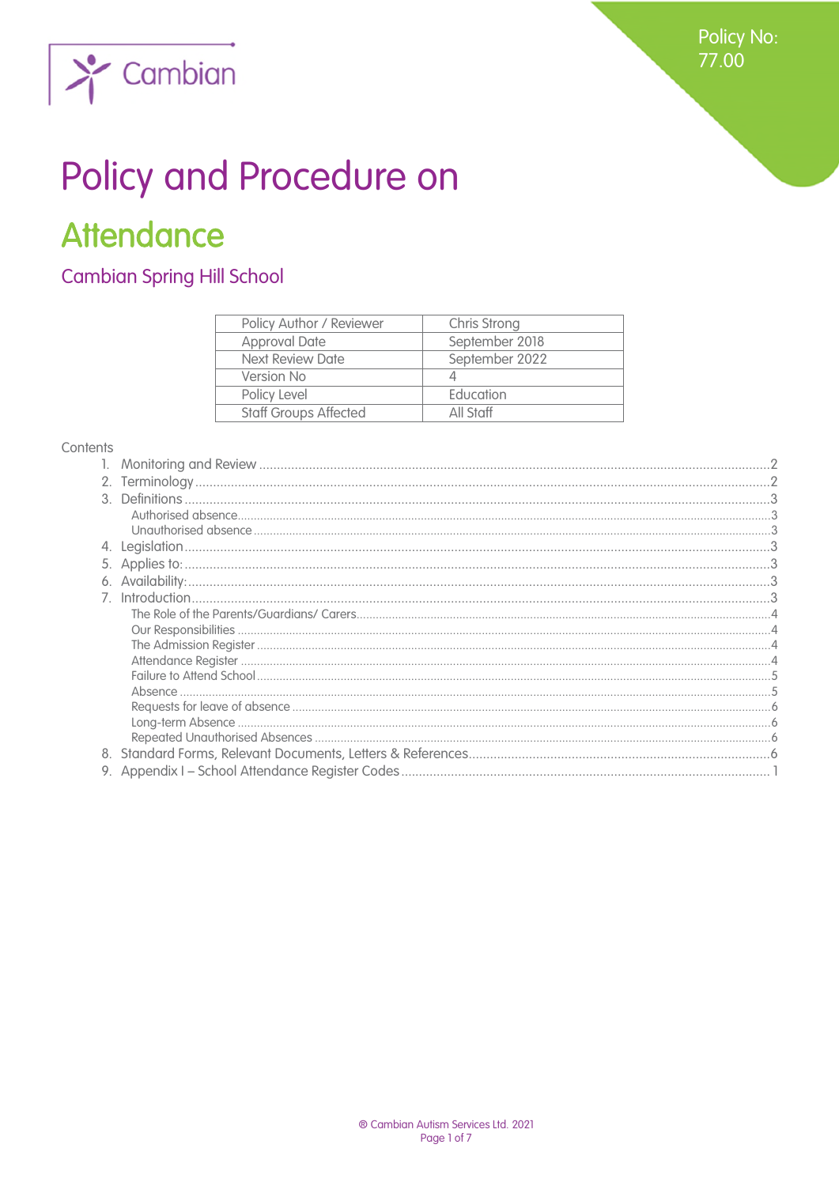Policy No: 77.00

# Policy and Procedure on

# Attendance

## Cambian Spring Hill School

| Policy Author / Reviewer | Chris Strong |
|---|---|
| Approval Date | September 2018 |
| Next Review Date | September 2022 |
| Version No | 4 |
| Policy Level | Education |
| Staff Groups Affected | All Staff |

Contents

1. Monitoring and Review ..... 2
2. Terminology ..... 2
3. Definitions ..... 3
   - Authorised absence ..... 3
   - Unauthorised absence ..... 3
4. Legislation ..... 3
5. Applies to: ..... 3
6. Availability: ..... 3
7. Introduction ..... 3
   - The Role of the Parents/Guardians/ Carers ..... 4
   - Our Responsibilities ..... 4
   - The Admission Register ..... 4
   - Attendance Register ..... 4
   - Failure to Attend School ..... 5
   - Absence ..... 5
   - Requests for leave of absence ..... 6
   - Long-term Absence ..... 6
   - Repeated Unauthorised Absences ..... 6
8. Standard Forms, Relevant Documents, Letters & References ..... 6
9. Appendix I – School Attendance Register Codes ..... 1

® Cambian Autism Services Ltd. 2021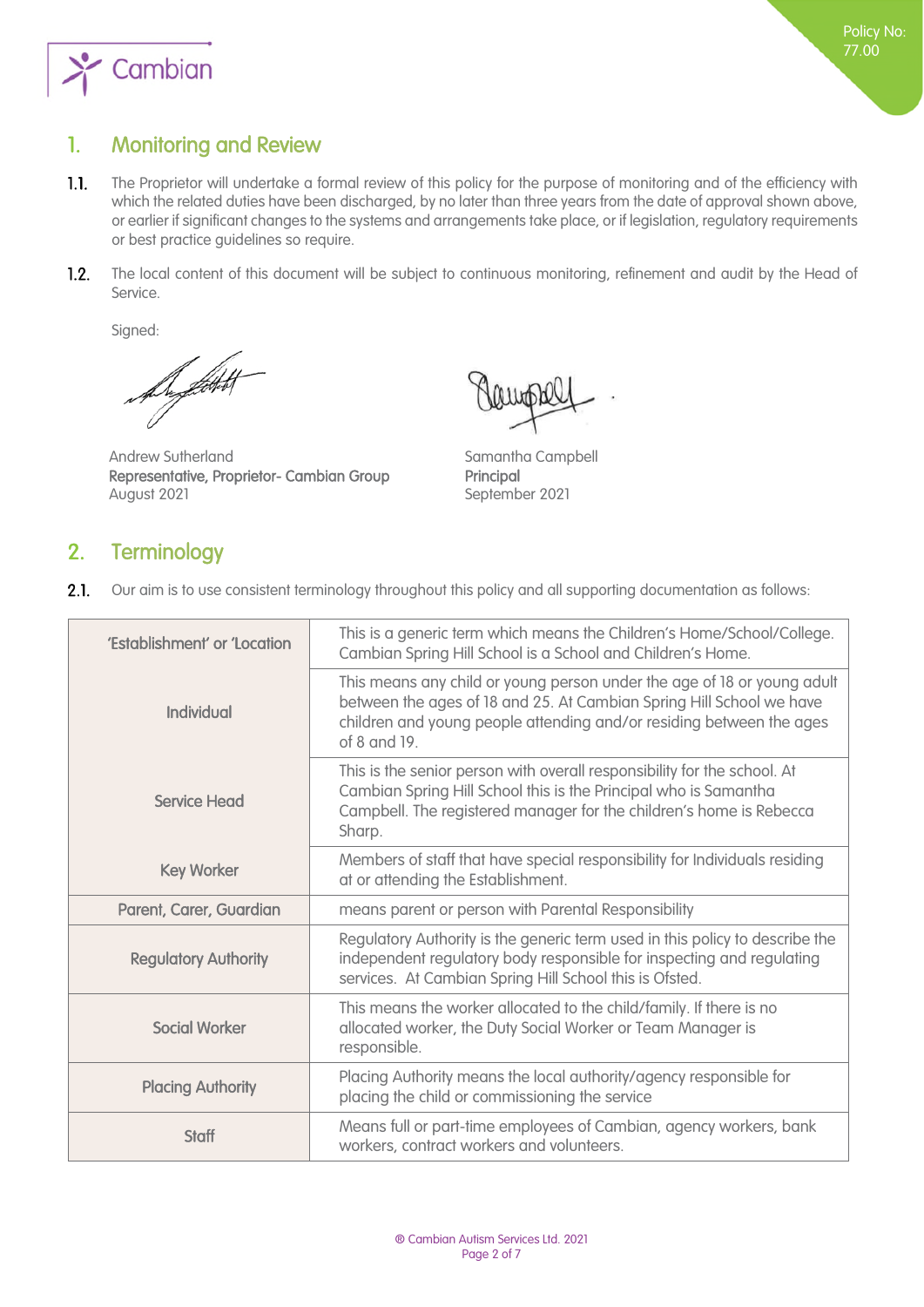## 1. Monitoring and Review

**1.1.** The Proprietor will undertake a formal review of this policy for the purpose of monitoring and of the efficiency with which the related duties have been discharged, by no later than three years from the date of approval shown above, or earlier if significant changes to the systems and arrangements take place, or if legislation, regulatory requirements or best practice guidelines so require.

**1.2.** The local content of this document will be subject to continuous monitoring, refinement and audit by the Head of Service.

Signed:

Andrew Sutherland
**Representative, Proprietor- Cambian Group**
August 2021

Samantha Campbell
**Principal**
September 2021

## 2. Terminology

**2.1.** Our aim is to use consistent terminology throughout this policy and all supporting documentation as follows:

| | |
|---|---|
| 'Establishment' or 'Location | This is a generic term which means the Children's Home/School/College. Cambian Spring Hill School is a School and Children's Home. |
| Individual | This means any child or young person under the age of 18 or young adult between the ages of 18 and 25. At Cambian Spring Hill School we have children and young people attending and/or residing between the ages of 8 and 19. |
| Service Head | This is the senior person with overall responsibility for the school. At Cambian Spring Hill School this is the Principal who is Samantha Campbell. The registered manager for the children's home is Rebecca Sharp. |
| Key Worker | Members of staff that have special responsibility for Individuals residing at or attending the Establishment. |
| Parent, Carer, Guardian | means parent or person with Parental Responsibility |
| Regulatory Authority | Regulatory Authority is the generic term used in this policy to describe the independent regulatory body responsible for inspecting and regulating services. At Cambian Spring Hill School this is Ofsted. |
| Social Worker | This means the worker allocated to the child/family. If there is no allocated worker, the Duty Social Worker or Team Manager is responsible. |
| Placing Authority | Placing Authority means the local authority/agency responsible for placing the child or commissioning the service |
| Staff | Means full or part-time employees of Cambian, agency workers, bank workers, contract workers and volunteers. |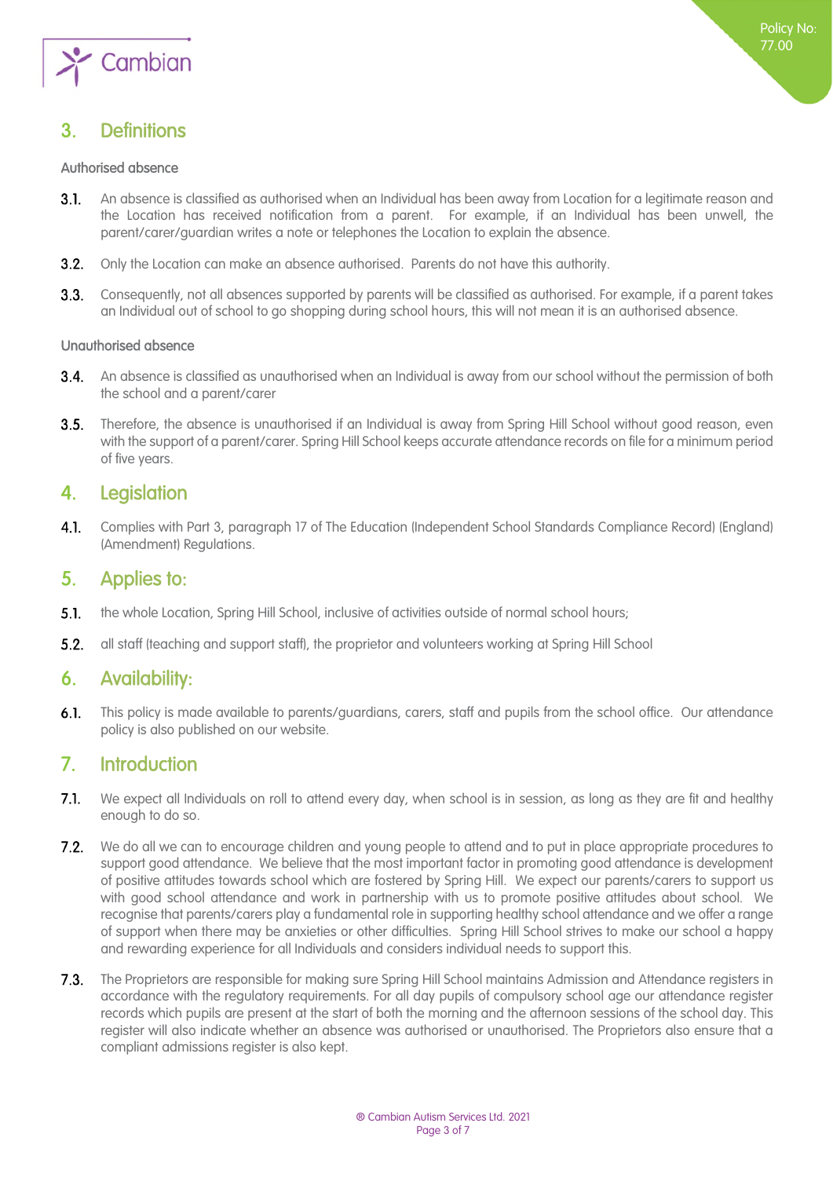## 3. Definitions

### Authorised absence

**3.1.** An absence is classified as authorised when an Individual has been away from Location for a legitimate reason and the Location has received notification from a parent. For example, if an Individual has been unwell, the parent/carer/guardian writes a note or telephones the Location to explain the absence.

**3.2.** Only the Location can make an absence authorised. Parents do not have this authority.

**3.3.** Consequently, not all absences supported by parents will be classified as authorised. For example, if a parent takes an Individual out of school to go shopping during school hours, this will not mean it is an authorised absence.

### Unauthorised absence

**3.4.** An absence is classified as unauthorised when an Individual is away from our school without the permission of both the school and a parent/carer

**3.5.** Therefore, the absence is unauthorised if an Individual is away from Spring Hill School without good reason, even with the support of a parent/carer. Spring Hill School keeps accurate attendance records on file for a minimum period of five years.

## 4. Legislation

**4.1.** Complies with Part 3, paragraph 17 of The Education (Independent School Standards Compliance Record) (England) (Amendment) Regulations.

## 5. Applies to:

**5.1.** the whole Location, Spring Hill School, inclusive of activities outside of normal school hours;

**5.2.** all staff (teaching and support staff), the proprietor and volunteers working at Spring Hill School

## 6. Availability:

**6.1.** This policy is made available to parents/guardians, carers, staff and pupils from the school office. Our attendance policy is also published on our website.

## 7. Introduction

**7.1.** We expect all Individuals on roll to attend every day, when school is in session, as long as they are fit and healthy enough to do so.

**7.2.** We do all we can to encourage children and young people to attend and to put in place appropriate procedures to support good attendance. We believe that the most important factor in promoting good attendance is development of positive attitudes towards school which are fostered by Spring Hill. We expect our parents/carers to support us with good school attendance and work in partnership with us to promote positive attitudes about school. We recognise that parents/carers play a fundamental role in supporting healthy school attendance and we offer a range of support when there may be anxieties or other difficulties. Spring Hill School strives to make our school a happy and rewarding experience for all Individuals and considers individual needs to support this.

**7.3.** The Proprietors are responsible for making sure Spring Hill School maintains Admission and Attendance registers in accordance with the regulatory requirements. For all day pupils of compulsory school age our attendance register records which pupils are present at the start of both the morning and the afternoon sessions of the school day. This register will also indicate whether an absence was authorised or unauthorised. The Proprietors also ensure that a compliant admissions register is also kept.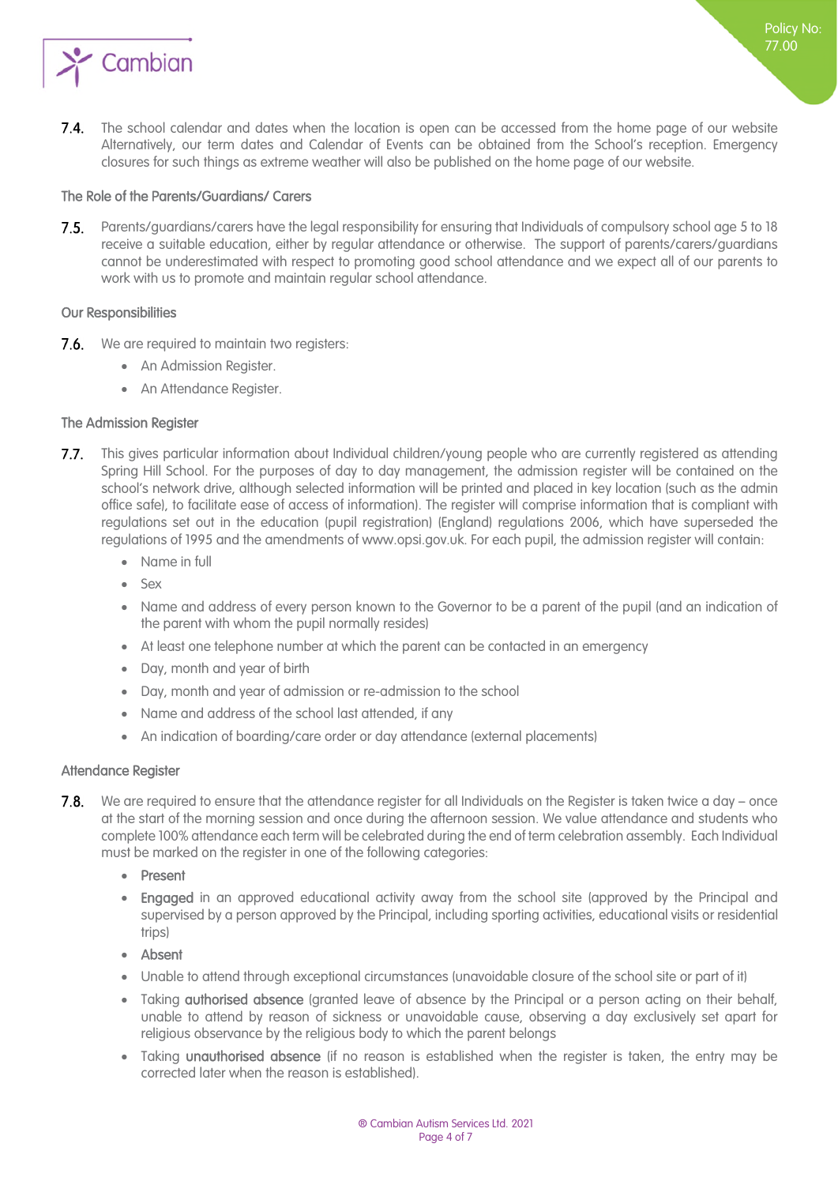**7.4.** The school calendar and dates when the location is open can be accessed from the home page of our website Alternatively, our term dates and Calendar of Events can be obtained from the School's reception. Emergency closures for such things as extreme weather will also be published on the home page of our website.

### The Role of the Parents/Guardians/ Carers

**7.5.** Parents/guardians/carers have the legal responsibility for ensuring that Individuals of compulsory school age 5 to 18 receive a suitable education, either by regular attendance or otherwise. The support of parents/carers/guardians cannot be underestimated with respect to promoting good school attendance and we expect all of our parents to work with us to promote and maintain regular school attendance.

### Our Responsibilities

**7.6.** We are required to maintain two registers:

- An Admission Register.
- An Attendance Register.

### The Admission Register

**7.7.** This gives particular information about Individual children/young people who are currently registered as attending Spring Hill School. For the purposes of day to day management, the admission register will be contained on the school's network drive, although selected information will be printed and placed in key location (such as the admin office safe), to facilitate ease of access of information). The register will comprise information that is compliant with regulations set out in the education (pupil registration) (England) regulations 2006, which have superseded the regulations of 1995 and the amendments of www.opsi.gov.uk. For each pupil, the admission register will contain:

- Name in full
- Sex
- Name and address of every person known to the Governor to be a parent of the pupil (and an indication of the parent with whom the pupil normally resides)
- At least one telephone number at which the parent can be contacted in an emergency
- Day, month and year of birth
- Day, month and year of admission or re-admission to the school
- Name and address of the school last attended, if any
- An indication of boarding/care order or day attendance (external placements)

### Attendance Register

**7.8.** We are required to ensure that the attendance register for all Individuals on the Register is taken twice a day – once at the start of the morning session and once during the afternoon session. We value attendance and students who complete 100% attendance each term will be celebrated during the end of term celebration assembly. Each Individual must be marked on the register in one of the following categories:

- **Present**
- **Engaged** in an approved educational activity away from the school site (approved by the Principal and supervised by a person approved by the Principal, including sporting activities, educational visits or residential trips)
- **Absent**
- Unable to attend through exceptional circumstances (unavoidable closure of the school site or part of it)
- Taking **authorised absence** (granted leave of absence by the Principal or a person acting on their behalf, unable to attend by reason of sickness or unavoidable cause, observing a day exclusively set apart for religious observance by the religious body to which the parent belongs
- Taking **unauthorised absence** (if no reason is established when the register is taken, the entry may be corrected later when the reason is established).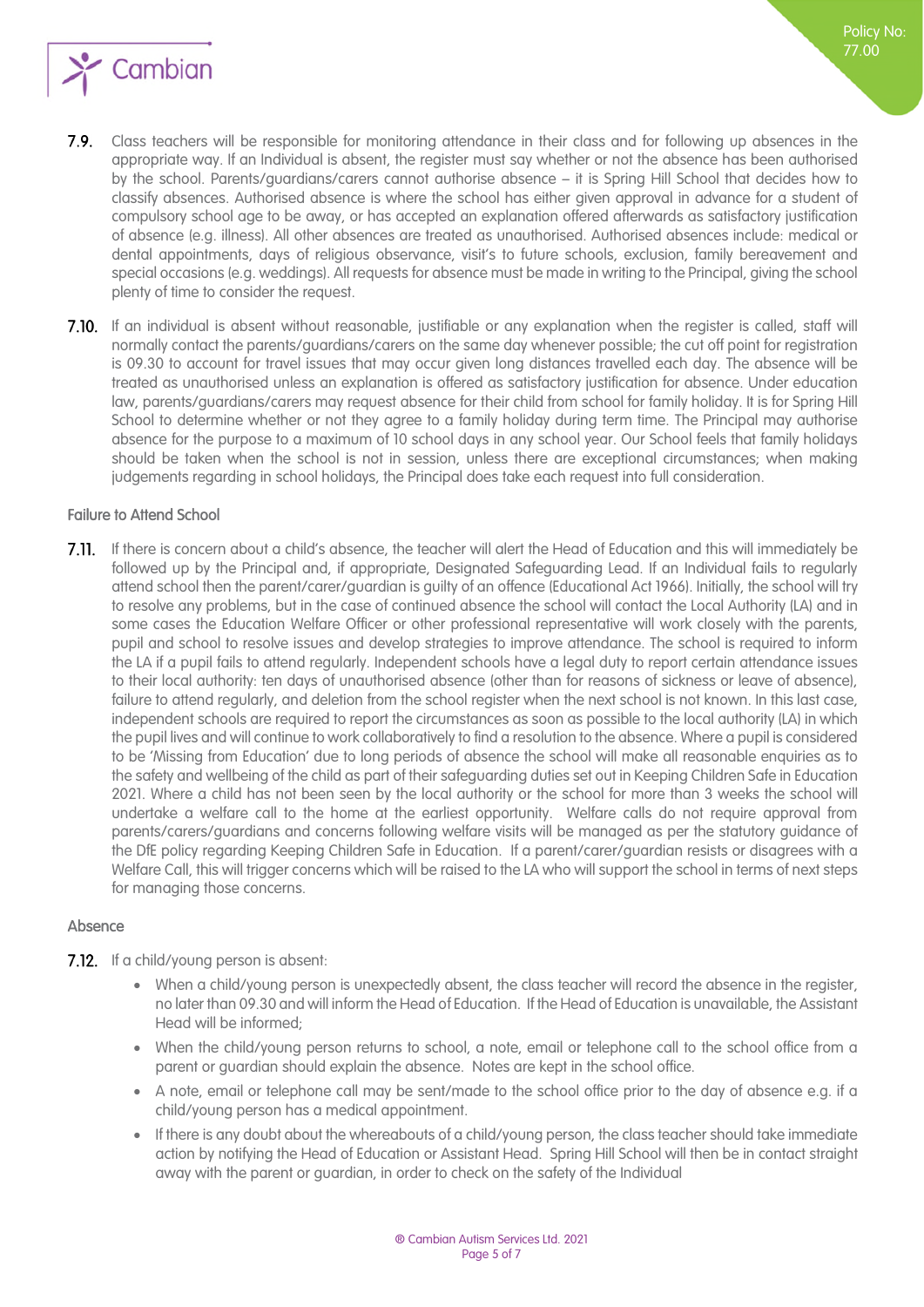**7.9.** Class teachers will be responsible for monitoring attendance in their class and for following up absences in the appropriate way. If an Individual is absent, the register must say whether or not the absence has been authorised by the school. Parents/guardians/carers cannot authorise absence – it is Spring Hill School that decides how to classify absences. Authorised absence is where the school has either given approval in advance for a student of compulsory school age to be away, or has accepted an explanation offered afterwards as satisfactory justification of absence (e.g. illness). All other absences are treated as unauthorised. Authorised absences include: medical or dental appointments, days of religious observance, visit's to future schools, exclusion, family bereavement and special occasions (e.g. weddings). All requests for absence must be made in writing to the Principal, giving the school plenty of time to consider the request.

**7.10.** If an individual is absent without reasonable, justifiable or any explanation when the register is called, staff will normally contact the parents/guardians/carers on the same day whenever possible; the cut off point for registration is 09.30 to account for travel issues that may occur given long distances travelled each day. The absence will be treated as unauthorised unless an explanation is offered as satisfactory justification for absence. Under education law, parents/guardians/carers may request absence for their child from school for family holiday. It is for Spring Hill School to determine whether or not they agree to a family holiday during term time. The Principal may authorise absence for the purpose to a maximum of 10 school days in any school year. Our School feels that family holidays should be taken when the school is not in session, unless there are exceptional circumstances; when making judgements regarding in school holidays, the Principal does take each request into full consideration.

### Failure to Attend School

**7.11.** If there is concern about a child's absence, the teacher will alert the Head of Education and this will immediately be followed up by the Principal and, if appropriate, Designated Safeguarding Lead. If an Individual fails to regularly attend school then the parent/carer/guardian is guilty of an offence (Educational Act 1966). Initially, the school will try to resolve any problems, but in the case of continued absence the school will contact the Local Authority (LA) and in some cases the Education Welfare Officer or other professional representative will work closely with the parents, pupil and school to resolve issues and develop strategies to improve attendance. The school is required to inform the LA if a pupil fails to attend regularly. Independent schools have a legal duty to report certain attendance issues to their local authority: ten days of unauthorised absence (other than for reasons of sickness or leave of absence), failure to attend regularly, and deletion from the school register when the next school is not known. In this last case, independent schools are required to report the circumstances as soon as possible to the local authority (LA) in which the pupil lives and will continue to work collaboratively to find a resolution to the absence. Where a pupil is considered to be 'Missing from Education' due to long periods of absence the school will make all reasonable enquiries as to the safety and wellbeing of the child as part of their safeguarding duties set out in Keeping Children Safe in Education 2021. Where a child has not been seen by the local authority or the school for more than 3 weeks the school will undertake a welfare call to the home at the earliest opportunity. Welfare calls do not require approval from parents/carers/guardians and concerns following welfare visits will be managed as per the statutory guidance of the DfE policy regarding Keeping Children Safe in Education. If a parent/carer/guardian resists or disagrees with a Welfare Call, this will trigger concerns which will be raised to the LA who will support the school in terms of next steps for managing those concerns.

### Absence

**7.12.** If a child/young person is absent:

- When a child/young person is unexpectedly absent, the class teacher will record the absence in the register, no later than 09.30 and will inform the Head of Education. If the Head of Education is unavailable, the Assistant Head will be informed;
- When the child/young person returns to school, a note, email or telephone call to the school office from a parent or guardian should explain the absence. Notes are kept in the school office.
- A note, email or telephone call may be sent/made to the school office prior to the day of absence e.g. if a child/young person has a medical appointment.
- If there is any doubt about the whereabouts of a child/young person, the class teacher should take immediate action by notifying the Head of Education or Assistant Head. Spring Hill School will then be in contact straight away with the parent or guardian, in order to check on the safety of the Individual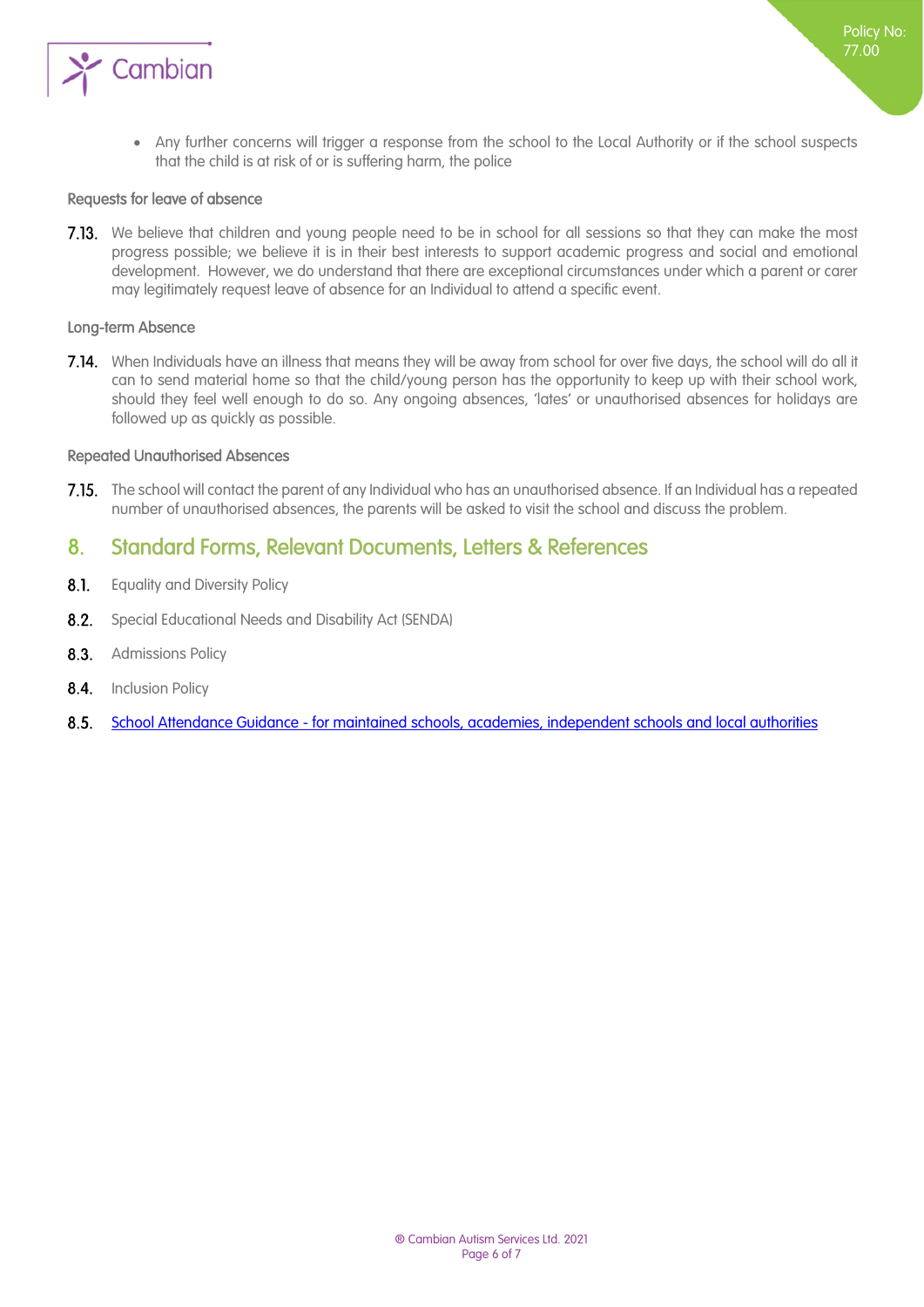- Any further concerns will trigger a response from the school to the Local Authority or if the school suspects that the child is at risk of or is suffering harm, the police

#### Requests for leave of absence

7.13. We believe that children and young people need to be in school for all sessions so that they can make the most progress possible; we believe it is in their best interests to support academic progress and social and emotional development. However, we do understand that there are exceptional circumstances under which a parent or carer may legitimately request leave of absence for an Individual to attend a specific event.

#### Long-term Absence

7.14. When Individuals have an illness that means they will be away from school for over five days, the school will do all it can to send material home so that the child/young person has the opportunity to keep up with their school work, should they feel well enough to do so. Any ongoing absences, 'lates' or unauthorised absences for holidays are followed up as quickly as possible.

#### Repeated Unauthorised Absences

7.15. The school will contact the parent of any Individual who has an unauthorised absence. If an Individual has a repeated number of unauthorised absences, the parents will be asked to visit the school and discuss the problem.

## 8. Standard Forms, Relevant Documents, Letters & References

8.1. Equality and Diversity Policy

8.2. Special Educational Needs and Disability Act (SENDA)

8.3. Admissions Policy

8.4. Inclusion Policy

8.5. School Attendance Guidance - for maintained schools, academies, independent schools and local authorities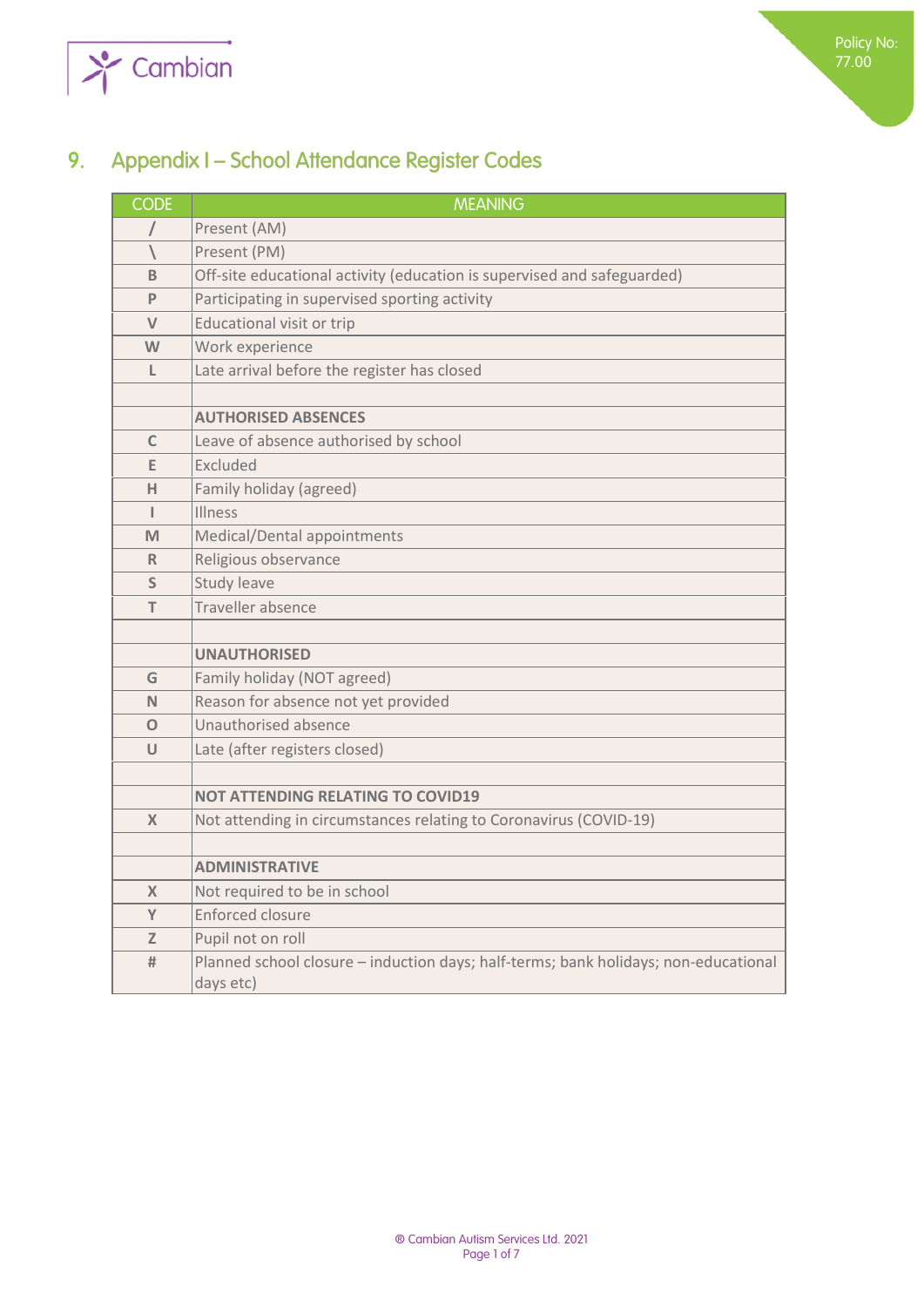## 9. Appendix I – School Attendance Register Codes

| CODE | MEANING |
| --- | --- |
| / | Present (AM) |
| \ | Present (PM) |
| B | Off-site educational activity (education is supervised and safeguarded) |
| P | Participating in supervised sporting activity |
| V | Educational visit or trip |
| W | Work experience |
| L | Late arrival before the register has closed |
| | |
| | **AUTHORISED ABSENCES** |
| C | Leave of absence authorised by school |
| E | Excluded |
| H | Family holiday (agreed) |
| I | Illness |
| M | Medical/Dental appointments |
| R | Religious observance |
| S | Study leave |
| T | Traveller absence |
| | |
| | **UNAUTHORISED** |
| G | Family holiday (NOT agreed) |
| N | Reason for absence not yet provided |
| O | Unauthorised absence |
| U | Late (after registers closed) |
| | |
| | **NOT ATTENDING RELATING TO COVID19** |
| X | Not attending in circumstances relating to Coronavirus (COVID-19) |
| | |
| | **ADMINISTRATIVE** |
| X | Not required to be in school |
| Y | Enforced closure |
| Z | Pupil not on roll |
| # | Planned school closure – induction days; half-terms; bank holidays; non-educational days etc) |